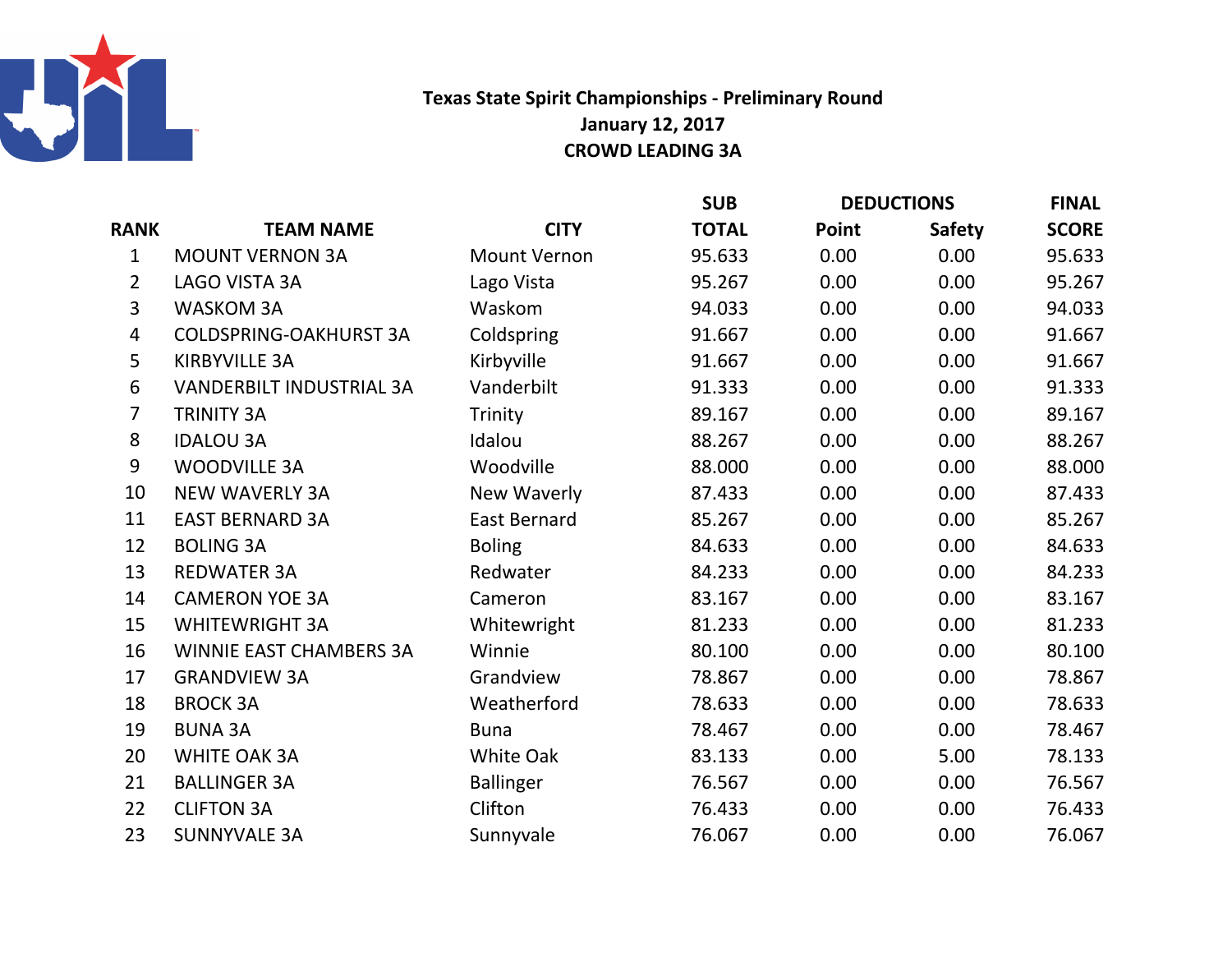# Texas State Spirit Championships - Preliminary Round

## January 12, 2017

## CROWD LEADING 3A

| RANK | TEAM NAME | CITY | SUB TOTAL | DEDUCTIONS Point | DEDUCTIONS Safety | FINAL SCORE |
|---|---|---|---|---|---|---|
| 1 | MOUNT VERNON 3A | Mount Vernon | 95.633 | 0.00 | 0.00 | 95.633 |
| 2 | LAGO VISTA 3A | Lago Vista | 95.267 | 0.00 | 0.00 | 95.267 |
| 3 | WASKOM 3A | Waskom | 94.033 | 0.00 | 0.00 | 94.033 |
| 4 | COLDSPRING-OAKHURST 3A | Coldspring | 91.667 | 0.00 | 0.00 | 91.667 |
| 5 | KIRBYVILLE 3A | Kirbyville | 91.667 | 0.00 | 0.00 | 91.667 |
| 6 | VANDERBILT INDUSTRIAL 3A | Vanderbilt | 91.333 | 0.00 | 0.00 | 91.333 |
| 7 | TRINITY 3A | Trinity | 89.167 | 0.00 | 0.00 | 89.167 |
| 8 | IDALOU 3A | Idalou | 88.267 | 0.00 | 0.00 | 88.267 |
| 9 | WOODVILLE 3A | Woodville | 88.000 | 0.00 | 0.00 | 88.000 |
| 10 | NEW WAVERLY 3A | New Waverly | 87.433 | 0.00 | 0.00 | 87.433 |
| 11 | EAST BERNARD 3A | East Bernard | 85.267 | 0.00 | 0.00 | 85.267 |
| 12 | BOLING 3A | Boling | 84.633 | 0.00 | 0.00 | 84.633 |
| 13 | REDWATER 3A | Redwater | 84.233 | 0.00 | 0.00 | 84.233 |
| 14 | CAMERON YOE 3A | Cameron | 83.167 | 0.00 | 0.00 | 83.167 |
| 15 | WHITEWRIGHT 3A | Whitewright | 81.233 | 0.00 | 0.00 | 81.233 |
| 16 | WINNIE EAST CHAMBERS 3A | Winnie | 80.100 | 0.00 | 0.00 | 80.100 |
| 17 | GRANDVIEW 3A | Grandview | 78.867 | 0.00 | 0.00 | 78.867 |
| 18 | BROCK 3A | Weatherford | 78.633 | 0.00 | 0.00 | 78.633 |
| 19 | BUNA 3A | Buna | 78.467 | 0.00 | 0.00 | 78.467 |
| 20 | WHITE OAK 3A | White Oak | 83.133 | 0.00 | 5.00 | 78.133 |
| 21 | BALLINGER 3A | Ballinger | 76.567 | 0.00 | 0.00 | 76.567 |
| 22 | CLIFTON 3A | Clifton | 76.433 | 0.00 | 0.00 | 76.433 |
| 23 | SUNNYVALE 3A | Sunnyvale | 76.067 | 0.00 | 0.00 | 76.067 |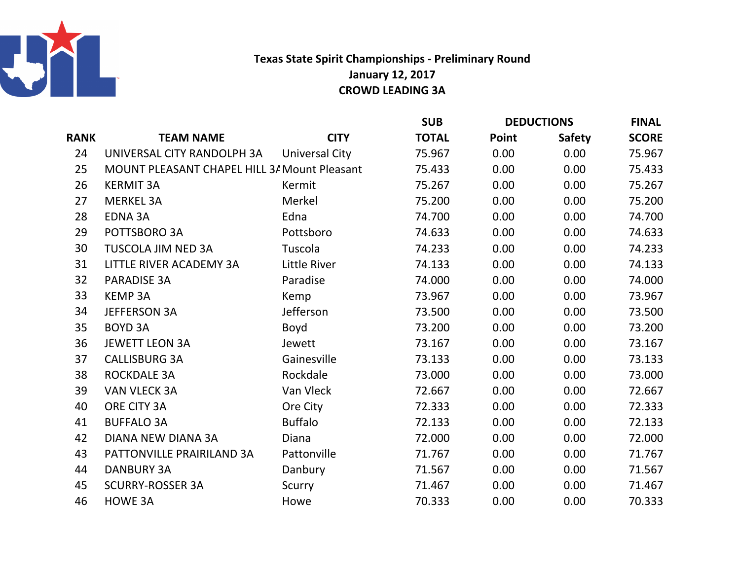# Texas State Spirit Championships - Preliminary Round

**January 12, 2017**

**CROWD LEADING 3A**

| RANK | TEAM NAME | CITY | SUB TOTAL | DEDUCTIONS Point | DEDUCTIONS Safety | FINAL SCORE |
|---|---|---|---|---|---|---|
| 24 | UNIVERSAL CITY RANDOLPH 3A | Universal City | 75.967 | 0.00 | 0.00 | 75.967 |
| 25 | MOUNT PLEASANT CHAPEL HILL 3A | Mount Pleasant | 75.433 | 0.00 | 0.00 | 75.433 |
| 26 | KERMIT 3A | Kermit | 75.267 | 0.00 | 0.00 | 75.267 |
| 27 | MERKEL 3A | Merkel | 75.200 | 0.00 | 0.00 | 75.200 |
| 28 | EDNA 3A | Edna | 74.700 | 0.00 | 0.00 | 74.700 |
| 29 | POTTSBORO 3A | Pottsboro | 74.633 | 0.00 | 0.00 | 74.633 |
| 30 | TUSCOLA JIM NED 3A | Tuscola | 74.233 | 0.00 | 0.00 | 74.233 |
| 31 | LITTLE RIVER ACADEMY 3A | Little River | 74.133 | 0.00 | 0.00 | 74.133 |
| 32 | PARADISE 3A | Paradise | 74.000 | 0.00 | 0.00 | 74.000 |
| 33 | KEMP 3A | Kemp | 73.967 | 0.00 | 0.00 | 73.967 |
| 34 | JEFFERSON 3A | Jefferson | 73.500 | 0.00 | 0.00 | 73.500 |
| 35 | BOYD 3A | Boyd | 73.200 | 0.00 | 0.00 | 73.200 |
| 36 | JEWETT LEON 3A | Jewett | 73.167 | 0.00 | 0.00 | 73.167 |
| 37 | CALLISBURG 3A | Gainesville | 73.133 | 0.00 | 0.00 | 73.133 |
| 38 | ROCKDALE 3A | Rockdale | 73.000 | 0.00 | 0.00 | 73.000 |
| 39 | VAN VLECK 3A | Van Vleck | 72.667 | 0.00 | 0.00 | 72.667 |
| 40 | ORE CITY 3A | Ore City | 72.333 | 0.00 | 0.00 | 72.333 |
| 41 | BUFFALO 3A | Buffalo | 72.133 | 0.00 | 0.00 | 72.133 |
| 42 | DIANA NEW DIANA 3A | Diana | 72.000 | 0.00 | 0.00 | 72.000 |
| 43 | PATTONVILLE PRAIRILAND 3A | Pattonville | 71.767 | 0.00 | 0.00 | 71.767 |
| 44 | DANBURY 3A | Danbury | 71.567 | 0.00 | 0.00 | 71.567 |
| 45 | SCURRY-ROSSER 3A | Scurry | 71.467 | 0.00 | 0.00 | 71.467 |
| 46 | HOWE 3A | Howe | 70.333 | 0.00 | 0.00 | 70.333 |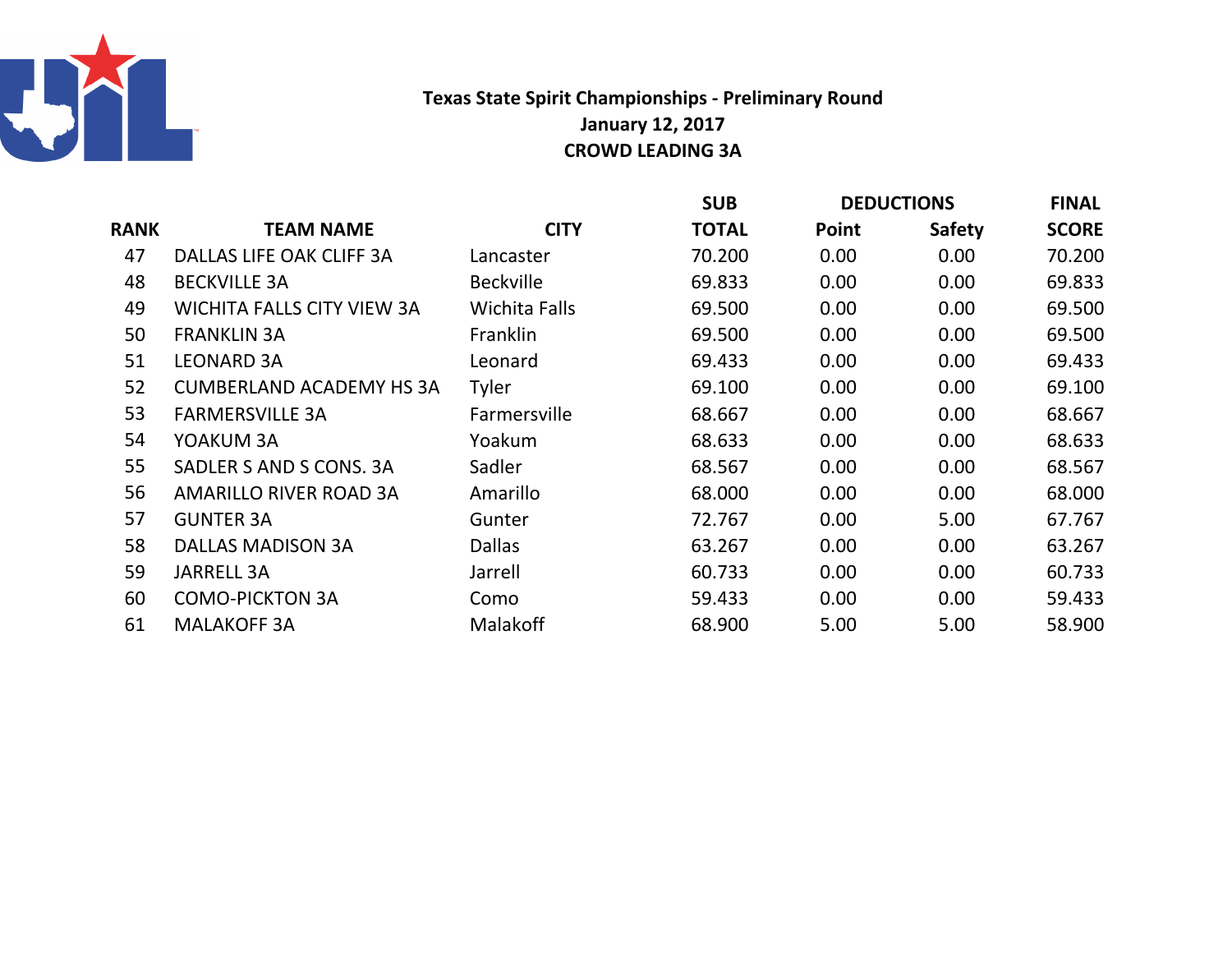**Texas State Spirit Championships - Preliminary Round**
**January 12, 2017**
**CROWD LEADING 3A**

| RANK | TEAM NAME | CITY | SUB TOTAL | DEDUCTIONS Point | DEDUCTIONS Safety | FINAL SCORE |
|---|---|---|---|---|---|---|
| 47 | DALLAS LIFE OAK CLIFF 3A | Lancaster | 70.200 | 0.00 | 0.00 | 70.200 |
| 48 | BECKVILLE 3A | Beckville | 69.833 | 0.00 | 0.00 | 69.833 |
| 49 | WICHITA FALLS CITY VIEW 3A | Wichita Falls | 69.500 | 0.00 | 0.00 | 69.500 |
| 50 | FRANKLIN 3A | Franklin | 69.500 | 0.00 | 0.00 | 69.500 |
| 51 | LEONARD 3A | Leonard | 69.433 | 0.00 | 0.00 | 69.433 |
| 52 | CUMBERLAND ACADEMY HS 3A | Tyler | 69.100 | 0.00 | 0.00 | 69.100 |
| 53 | FARMERSVILLE 3A | Farmersville | 68.667 | 0.00 | 0.00 | 68.667 |
| 54 | YOAKUM 3A | Yoakum | 68.633 | 0.00 | 0.00 | 68.633 |
| 55 | SADLER S AND S CONS. 3A | Sadler | 68.567 | 0.00 | 0.00 | 68.567 |
| 56 | AMARILLO RIVER ROAD 3A | Amarillo | 68.000 | 0.00 | 0.00 | 68.000 |
| 57 | GUNTER 3A | Gunter | 72.767 | 0.00 | 5.00 | 67.767 |
| 58 | DALLAS MADISON 3A | Dallas | 63.267 | 0.00 | 0.00 | 63.267 |
| 59 | JARRELL 3A | Jarrell | 60.733 | 0.00 | 0.00 | 60.733 |
| 60 | COMO-PICKTON 3A | Como | 59.433 | 0.00 | 0.00 | 59.433 |
| 61 | MALAKOFF 3A | Malakoff | 68.900 | 5.00 | 5.00 | 58.900 |